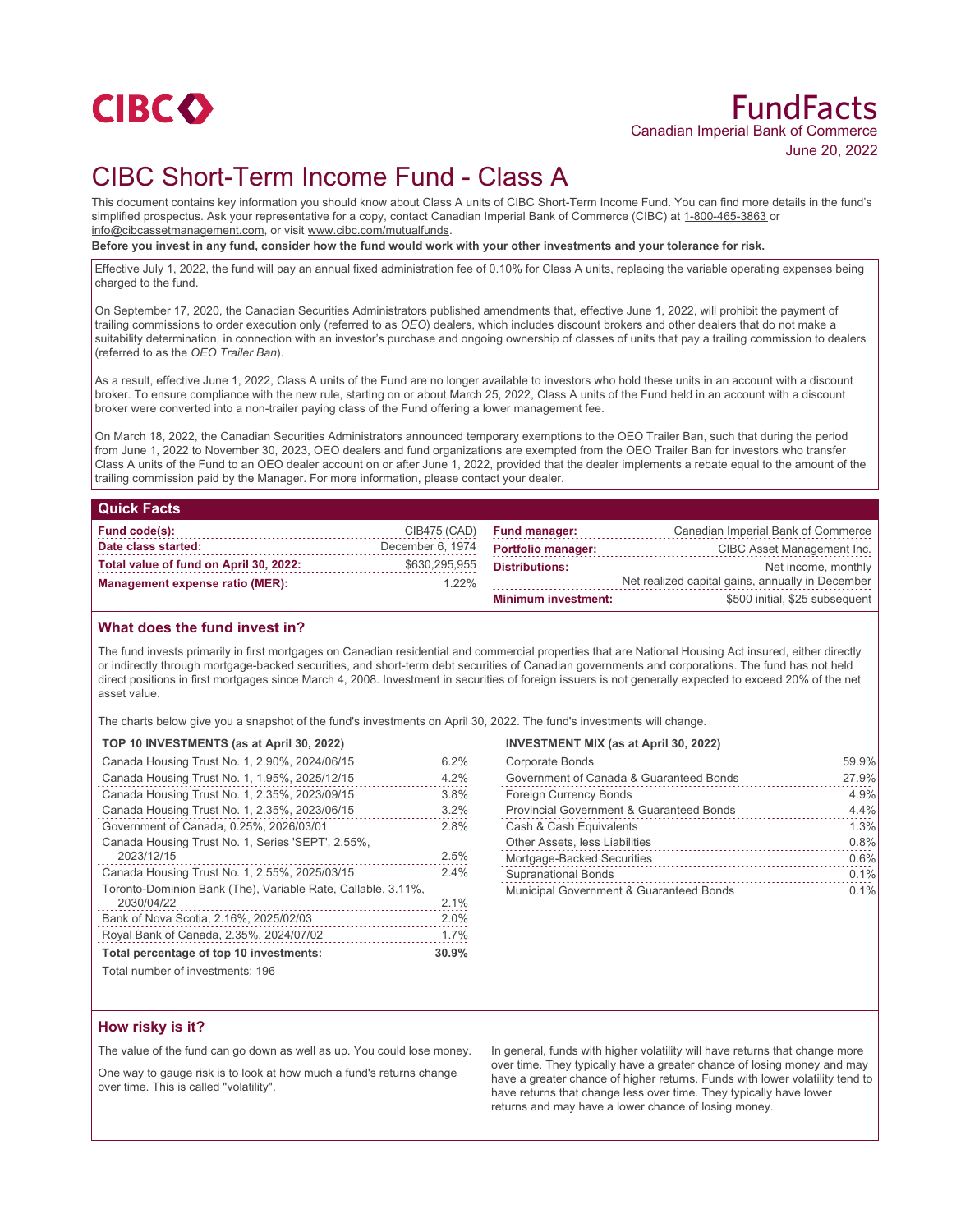CIBC

# FundFacts

Canadian Imperial Bank of Commerce

June 20, 2022

# CIBC Short-Term Income Fund - Class A

This document contains key information you should know about Class A units of CIBC Short-Term Income Fund. You can find more details in the fund's simplified prospectus. Ask your representative for a copy, contact Canadian Imperial Bank of Commerce (CIBC) at 1-800-465-3863 or info@cibcassetmanagement.com, or visit www.cibc.com/mutualfunds.

**Before you invest in any fund, consider how the fund would work with your other investments and your tolerance for risk.**

Effective July 1, 2022, the fund will pay an annual fixed administration fee of 0.10% for Class A units, replacing the variable operating expenses being charged to the fund.

On September 17, 2020, the Canadian Securities Administrators published amendments that, effective June 1, 2022, will prohibit the payment of trailing commissions to order execution only (referred to as *OEO*) dealers, which includes discount brokers and other dealers that do not make a suitability determination, in connection with an investor's purchase and ongoing ownership of classes of units that pay a trailing commission to dealers (referred to as the *OEO Trailer Ban*).

As a result, effective June 1, 2022, Class A units of the Fund are no longer available to investors who hold these units in an account with a discount broker. To ensure compliance with the new rule, starting on or about March 25, 2022, Class A units of the Fund held in an account with a discount broker were converted into a non-trailer paying class of the Fund offering a lower management fee.

On March 18, 2022, the Canadian Securities Administrators announced temporary exemptions to the OEO Trailer Ban, such that during the period from June 1, 2022 to November 30, 2023, OEO dealers and fund organizations are exempted from the OEO Trailer Ban for investors who transfer Class A units of the Fund to an OEO dealer account on or after June 1, 2022, provided that the dealer implements a rebate equal to the amount of the trailing commission paid by the Manager. For more information, please contact your dealer.

## Quick Facts

| | |
|---|---|
| **Fund code(s):** | CIB475 (CAD) |
| **Date class started:** | December 6, 1974 |
| **Total value of fund on April 30, 2022:** | $630,295,955 |
| **Management expense ratio (MER):** | 1.22% |
| **Fund manager:** | Canadian Imperial Bank of Commerce |
| **Portfolio manager:** | CIBC Asset Management Inc. |
| **Distributions:** | Net income, monthly<br>Net realized capital gains, annually in December |
| **Minimum investment:** | $500 initial, $25 subsequent |

## What does the fund invest in?

The fund invests primarily in first mortgages on Canadian residential and commercial properties that are National Housing Act insured, either directly or indirectly through mortgage-backed securities, and short-term debt securities of Canadian governments and corporations. The fund has not held direct positions in first mortgages since March 4, 2008. Investment in securities of foreign issuers is not generally expected to exceed 20% of the net asset value.

The charts below give you a snapshot of the fund's investments on April 30, 2022. The fund's investments will change.

**TOP 10 INVESTMENTS (as at April 30, 2022)**

| Investment | % |
|---|---|
| Canada Housing Trust No. 1, 2.90%, 2024/06/15 | 6.2% |
| Canada Housing Trust No. 1, 1.95%, 2025/12/15 | 4.2% |
| Canada Housing Trust No. 1, 2.35%, 2023/09/15 | 3.8% |
| Canada Housing Trust No. 1, 2.35%, 2023/06/15 | 3.2% |
| Government of Canada, 0.25%, 2026/03/01 | 2.8% |
| Canada Housing Trust No. 1, Series 'SEPT', 2.55%, 2023/12/15 | 2.5% |
| Canada Housing Trust No. 1, 2.55%, 2025/03/15 | 2.4% |
| Toronto-Dominion Bank (The), Variable Rate, Callable, 3.11%, 2030/04/22 | 2.1% |
| Bank of Nova Scotia, 2.16%, 2025/02/03 | 2.0% |
| Royal Bank of Canada, 2.35%, 2024/07/02 | 1.7% |
| **Total percentage of top 10 investments:** | **30.9%** |

Total number of investments: 196

**INVESTMENT MIX (as at April 30, 2022)**

| Category | % |
|---|---|
| Corporate Bonds | 59.9% |
| Government of Canada & Guaranteed Bonds | 27.9% |
| Foreign Currency Bonds | 4.9% |
| Provincial Government & Guaranteed Bonds | 4.4% |
| Cash & Cash Equivalents | 1.3% |
| Other Assets, less Liabilities | 0.8% |
| Mortgage-Backed Securities | 0.6% |
| Supranational Bonds | 0.1% |
| Municipal Government & Guaranteed Bonds | 0.1% |

## How risky is it?

The value of the fund can go down as well as up. You could lose money.

One way to gauge risk is to look at how much a fund's returns change over time. This is called "volatility".

In general, funds with higher volatility will have returns that change more over time. They typically have a greater chance of losing money and may have a greater chance of higher returns. Funds with lower volatility tend to have returns that change less over time. They typically have lower returns and may have a lower chance of losing money.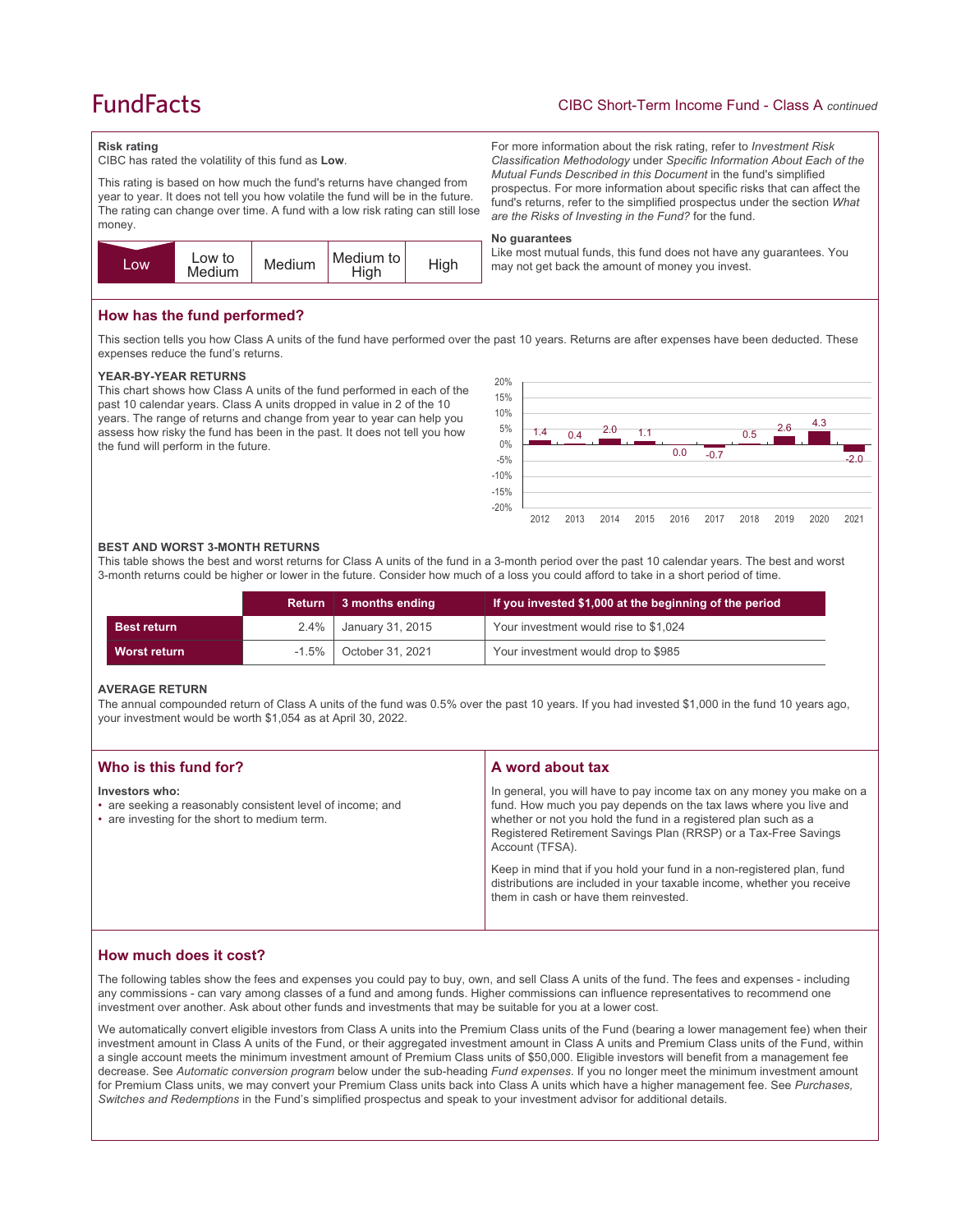# FundFacts

CIBC Short-Term Income Fund - Class A *continued*

**Risk rating**

CIBC has rated the volatility of this fund as **Low**.

This rating is based on how much the fund's returns have changed from year to year. It does not tell you how volatile the fund will be in the future. The rating can change over time. A fund with a low risk rating can still lose money.

| Low | Low to Medium | Medium | Medium to High | High |
|---|---|---|---|---|

For more information about the risk rating, refer to *Investment Risk Classification Methodology* under *Specific Information About Each of the Mutual Funds Described in this Document* in the fund's simplified prospectus. For more information about specific risks that can affect the fund's returns, refer to the simplified prospectus under the section *What are the Risks of Investing in the Fund?* for the fund.

**No guarantees**

Like most mutual funds, this fund does not have any guarantees. You may not get back the amount of money you invest.

## How has the fund performed?

This section tells you how Class A units of the fund have performed over the past 10 years. Returns are after expenses have been deducted. These expenses reduce the fund's returns.

### YEAR-BY-YEAR RETURNS

This chart shows how Class A units of the fund performed in each of the past 10 calendar years. Class A units dropped in value in 2 of the 10 years. The range of returns and change from year to year can help you assess how risky the fund has been in the past. It does not tell you how the fund will perform in the future.

| Year | 2012 | 2013 | 2014 | 2015 | 2016 | 2017 | 2018 | 2019 | 2020 | 2021 |
|---|---|---|---|---|---|---|---|---|---|---|
| Return (%) | 1.4 | 0.4 | 2.0 | 1.1 | 0.0 | -0.7 | 0.5 | 2.6 | 4.3 | -2.0 |

### BEST AND WORST 3-MONTH RETURNS

This table shows the best and worst returns for Class A units of the fund in a 3-month period over the past 10 calendar years. The best and worst 3-month returns could be higher or lower in the future. Consider how much of a loss you could afford to take in a short period of time.

| | Return | 3 months ending | If you invested $1,000 at the beginning of the period |
|---|---|---|---|
| **Best return** | 2.4% | January 31, 2015 | Your investment would rise to $1,024 |
| **Worst return** | -1.5% | October 31, 2021 | Your investment would drop to $985 |

### AVERAGE RETURN

The annual compounded return of Class A units of the fund was 0.5% over the past 10 years. If you had invested $1,000 in the fund 10 years ago, your investment would be worth $1,054 as at April 30, 2022.

## Who is this fund for?

**Investors who:**

- are seeking a reasonably consistent level of income; and
- are investing for the short to medium term.

## A word about tax

In general, you will have to pay income tax on any money you make on a fund. How much you pay depends on the tax laws where you live and whether or not you hold the fund in a registered plan such as a Registered Retirement Savings Plan (RRSP) or a Tax-Free Savings Account (TFSA).

Keep in mind that if you hold your fund in a non-registered plan, fund distributions are included in your taxable income, whether you receive them in cash or have them reinvested.

## How much does it cost?

The following tables show the fees and expenses you could pay to buy, own, and sell Class A units of the fund. The fees and expenses - including any commissions - can vary among classes of a fund and among funds. Higher commissions can influence representatives to recommend one investment over another. Ask about other funds and investments that may be suitable for you at a lower cost.

We automatically convert eligible investors from Class A units into the Premium Class units of the Fund (bearing a lower management fee) when their investment amount in Class A units of the Fund, or their aggregated investment amount in Class A units and Premium Class units of the Fund, within a single account meets the minimum investment amount of Premium Class units of $50,000. Eligible investors will benefit from a management fee decrease. See *Automatic conversion program* below under the sub-heading *Fund expenses*. If you no longer meet the minimum investment amount for Premium Class units, we may convert your Premium Class units back into Class A units which have a higher management fee. See *Purchases, Switches and Redemptions* in the Fund's simplified prospectus and speak to your investment advisor for additional details.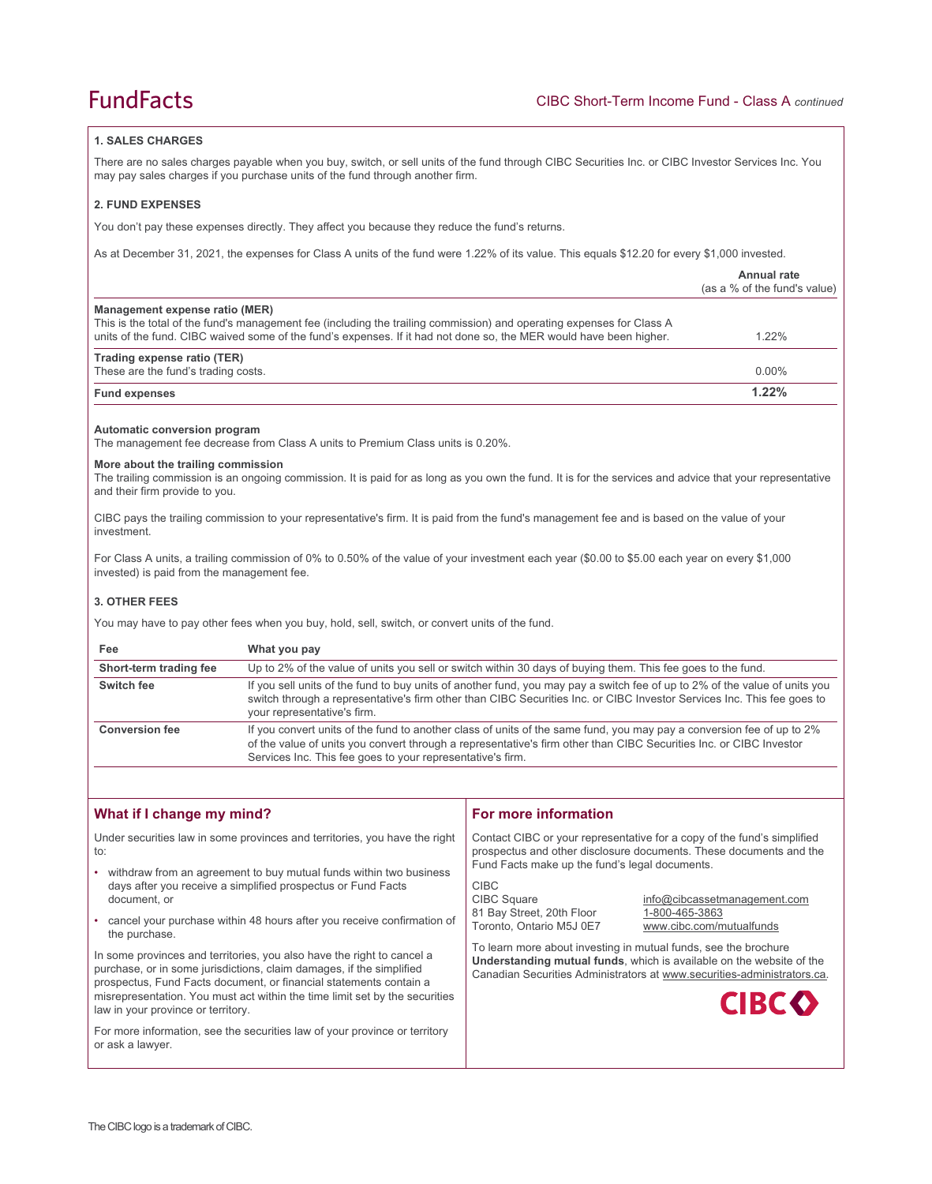### 1. SALES CHARGES

There are no sales charges payable when you buy, switch, or sell units of the fund through CIBC Securities Inc. or CIBC Investor Services Inc. You may pay sales charges if you purchase units of the fund through another firm.

### 2. FUND EXPENSES

You don't pay these expenses directly. They affect you because they reduce the fund's returns.

As at December 31, 2021, the expenses for Class A units of the fund were 1.22% of its value. This equals $12.20 for every $1,000 invested.

| | Annual rate (as a % of the fund's value) |
|---|---|
| **Management expense ratio (MER)** This is the total of the fund's management fee (including the trailing commission) and operating expenses for Class A units of the fund. CIBC waived some of the fund's expenses. If it had not done so, the MER would have been higher. | 1.22% |
| **Trading expense ratio (TER)** These are the fund's trading costs. | 0.00% |
| **Fund expenses** | **1.22%** |

**Automatic conversion program**
The management fee decrease from Class A units to Premium Class units is 0.20%.

**More about the trailing commission**
The trailing commission is an ongoing commission. It is paid for as long as you own the fund. It is for the services and advice that your representative and their firm provide to you.

CIBC pays the trailing commission to your representative's firm. It is paid from the fund's management fee and is based on the value of your investment.

For Class A units, a trailing commission of 0% to 0.50% of the value of your investment each year ($0.00 to $5.00 each year on every $1,000 invested) is paid from the management fee.

### 3. OTHER FEES

You may have to pay other fees when you buy, hold, sell, switch, or convert units of the fund.

| Fee | What you pay |
|---|---|
| **Short-term trading fee** | Up to 2% of the value of units you sell or switch within 30 days of buying them. This fee goes to the fund. |
| **Switch fee** | If you sell units of the fund to buy units of another fund, you may pay a switch fee of up to 2% of the value of units you switch through a representative's firm other than CIBC Securities Inc. or CIBC Investor Services Inc. This fee goes to your representative's firm. |
| **Conversion fee** | If you convert units of the fund to another class of units of the same fund, you may pay a conversion fee of up to 2% of the value of units you convert through a representative's firm other than CIBC Securities Inc. or CIBC Investor Services Inc. This fee goes to your representative's firm. |

## What if I change my mind?

Under securities law in some provinces and territories, you have the right to:

- withdraw from an agreement to buy mutual funds within two business days after you receive a simplified prospectus or Fund Facts document, or
- cancel your purchase within 48 hours after you receive confirmation of the purchase.

In some provinces and territories, you also have the right to cancel a purchase, or in some jurisdictions, claim damages, if the simplified prospectus, Fund Facts document, or financial statements contain a misrepresentation. You must act within the time limit set by the securities law in your province or territory.

For more information, see the securities law of your province or territory or ask a lawyer.

## For more information

Contact CIBC or your representative for a copy of the fund's simplified prospectus and other disclosure documents. These documents and the Fund Facts make up the fund's legal documents.

CIBC
CIBC Square
81 Bay Street, 20th Floor
Toronto, Ontario M5J 0E7

info@cibcassetmanagement.com
1-800-465-3863
www.cibc.com/mutualfunds

To learn more about investing in mutual funds, see the brochure **Understanding mutual funds**, which is available on the website of the Canadian Securities Administrators at www.securities-administrators.ca.

The CIBC logo is a trademark of CIBC.